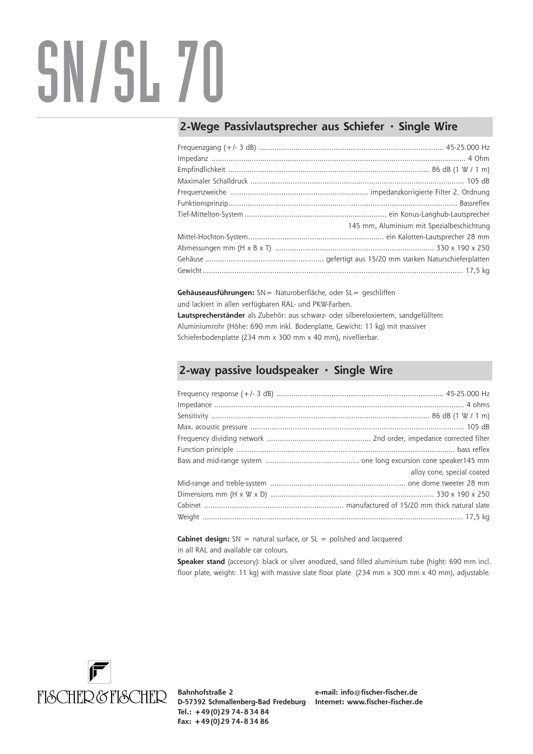# SN/SL 70

## 2-Wege Passivlautsprecher aus Schiefer · Single Wire

| | |
|---|---|
| Frequenzgang (+/- 3 dB) | 45-25.000 Hz |
| Impedanz | 4 Ohm |
| Empfindlichkeit | 86 dB (1 W / 1 m) |
| Maximaler Schalldruck | 105 dB |
| Frequenzweiche | impedanzkorrigierte Filter 2. Ordnung |
| Funktionsprinzip | Bassreflex |
| Tief-Mittelton-System | ein Konus-Langhub-Lautsprecher 145 mm, Aluminium mit Spezialbeschichtung |
| Mittel-Hochton-System | ein Kalotten-Lautsprecher 28 mm |
| Abmessungen mm (H x B x T) | 330 x 190 x 250 |
| Gehäuse | gefertigt aus 15/20 mm starken Naturschieferplatten |
| Gewicht | 17,5 kg |

**Gehäuseausführungen:** SN = Naturoberfläche, oder SL = geschliffen und lackiert in allen verfügbaren RAL- und PKW-Farben.

**Lautsprecherständer** als Zubehör: aus schwarz- oder silbereloxiertem, sandgefülltem Aluminiumrohr (Höhe: 690 mm inkl. Bodenplatte, Gewicht: 11 kg) mit massiver Schieferbodenplatte (234 mm x 300 mm x 40 mm), nivellierbar.

## 2-way passive loudspeaker · Single Wire

| | |
|---|---|
| Frequency response (+/- 3 dB) | 45-25.000 Hz |
| Impedance | 4 ohms |
| Sensitivity | 86 dB (1 W / 1 m) |
| Max. acoustic pressure | 105 dB |
| Frequency dividing network | 2nd order, impedance corrected filter |
| Function principle | bass reflex |
| Bass and mid-range system | one long excursion cone speaker145 mm alloy cone, special coated |
| Mid-range and treble-system | one dome tweeter 28 mm |
| Dimensions mm (H x W x D) | 330 x 190 x 250 |
| Cabinet | manufactured of 15/20 mm thick natural slate |
| Weight | 17,5 kg |

**Cabinet design:** SN = natural surface, or SL = polished and lacquered in all RAL and available car colours.

**Speaker stand** (accesory): black or silver anodized, sand filled aluminium tube (hight: 690 mm incl. floor plate, weight: 11 kg) with massive slate floor plate (234 mm x 300 mm x 40 mm), adjustable.

FISCHER & FISCHER

**Bahnhofstraße 2**
**D-57392 Schmallenberg-Bad Fredeburg**
**Tel.: +49(0)29 74-8 34 84**
**Fax: +49(0)29 74-8 34 86**

**e-mail: info@fischer-fischer.de**
**Internet: www.fischer-fischer.de**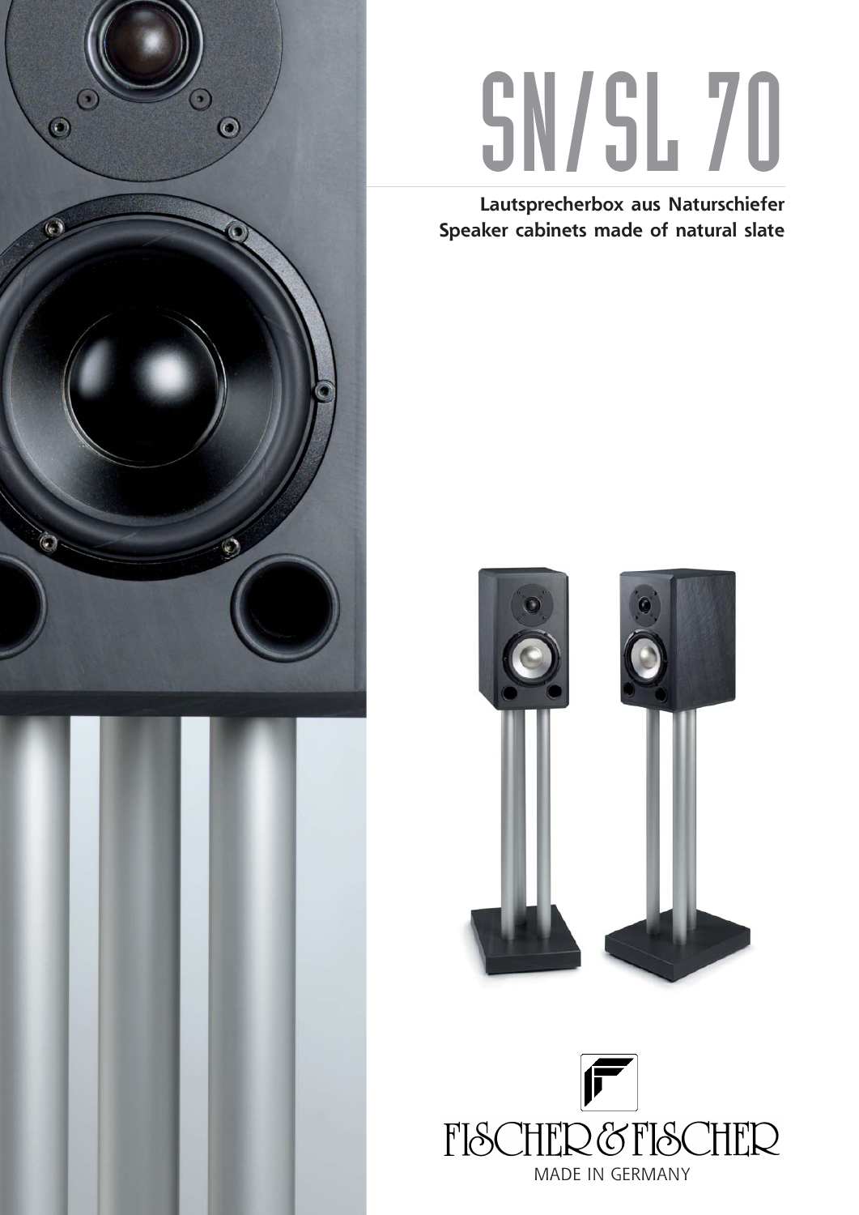# SN/SL 70

**Lautsprecherbox aus Naturschiefer**
**Speaker cabinets made of natural slate**

FISCHER&FISCHER

MADE IN GERMANY